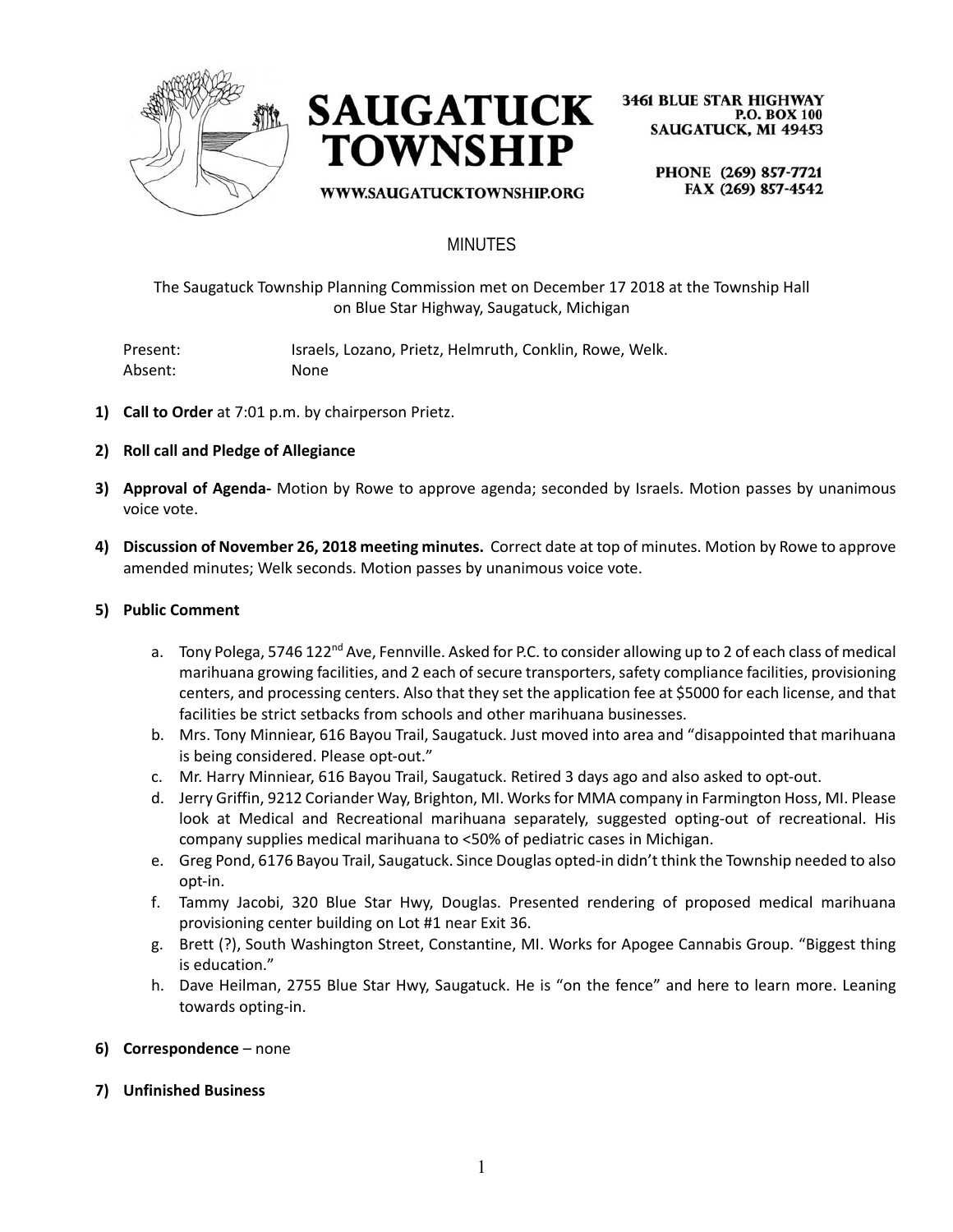**SAUGATUCK TOWNSHIP**

WWW.SAUGATUCKTOWNSHIP.ORG

3461 BLUE STAR HIGHWAY
P.O. BOX 100
SAUGATUCK, MI 49453

PHONE (269) 857-7721
FAX (269) 857-4542

# MINUTES

The Saugatuck Township Planning Commission met on December 17 2018 at the Township Hall on Blue Star Highway, Saugatuck, Michigan

| | |
|---|---|
| Present: | Israels, Lozano, Prietz, Helmruth, Conklin, Rowe, Welk. |
| Absent: | None |

1) **Call to Order** at 7:01 p.m. by chairperson Prietz.

2) **Roll call and Pledge of Allegiance**

3) **Approval of Agenda-** Motion by Rowe to approve agenda; seconded by Israels. Motion passes by unanimous voice vote.

4) **Discussion of November 26, 2018 meeting minutes.** Correct date at top of minutes. Motion by Rowe to approve amended minutes; Welk seconds. Motion passes by unanimous voice vote.

5) **Public Comment**

   a. Tony Polega, 5746 122nd Ave, Fennville. Asked for P.C. to consider allowing up to 2 of each class of medical marihuana growing facilities, and 2 each of secure transporters, safety compliance facilities, provisioning centers, and processing centers. Also that they set the application fee at $5000 for each license, and that facilities be strict setbacks from schools and other marihuana businesses.
   b. Mrs. Tony Minniear, 616 Bayou Trail, Saugatuck. Just moved into area and "disappointed that marihuana is being considered. Please opt-out."
   c. Mr. Harry Minniear, 616 Bayou Trail, Saugatuck. Retired 3 days ago and also asked to opt-out.
   d. Jerry Griffin, 9212 Coriander Way, Brighton, MI. Works for MMA company in Farmington Hoss, MI. Please look at Medical and Recreational marihuana separately, suggested opting-out of recreational. His company supplies medical marihuana to <50% of pediatric cases in Michigan.
   e. Greg Pond, 6176 Bayou Trail, Saugatuck. Since Douglas opted-in didn't think the Township needed to also opt-in.
   f. Tammy Jacobi, 320 Blue Star Hwy, Douglas. Presented rendering of proposed medical marihuana provisioning center building on Lot #1 near Exit 36.
   g. Brett (?), South Washington Street, Constantine, MI. Works for Apogee Cannabis Group. "Biggest thing is education."
   h. Dave Heilman, 2755 Blue Star Hwy, Saugatuck. He is "on the fence" and here to learn more. Leaning towards opting-in.

6) **Correspondence** – none

7) **Unfinished Business**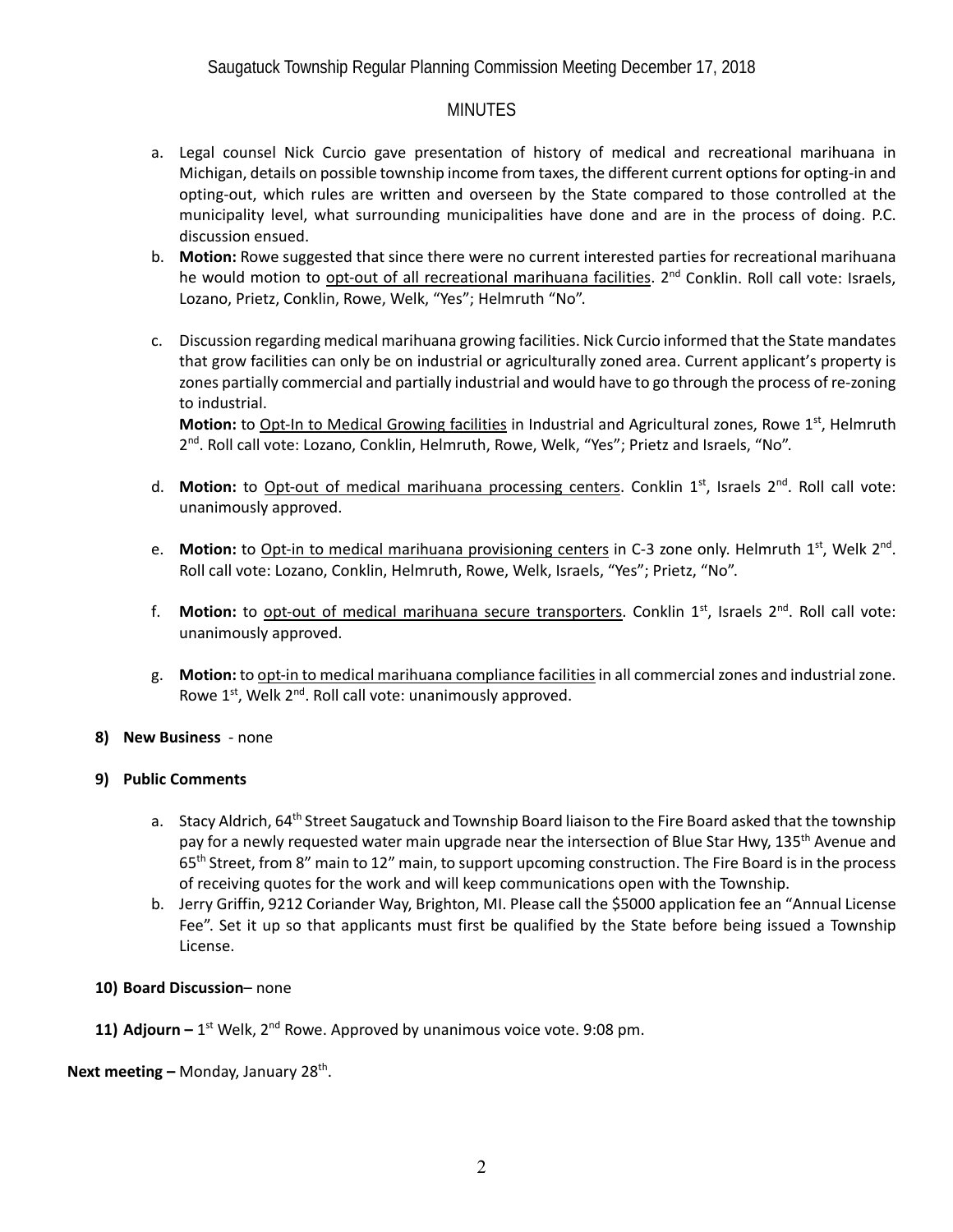Saugatuck Township Regular Planning Commission Meeting December 17, 2018

MINUTES

a. Legal counsel Nick Curcio gave presentation of history of medical and recreational marihuana in Michigan, details on possible township income from taxes, the different current options for opting-in and opting-out, which rules are written and overseen by the State compared to those controlled at the municipality level, what surrounding municipalities have done and are in the process of doing. P.C. discussion ensued.

b. **Motion:** Rowe suggested that since there were no current interested parties for recreational marihuana he would motion to <u>opt-out of all recreational marihuana facilities</u>. 2nd Conklin. Roll call vote: Israels, Lozano, Prietz, Conklin, Rowe, Welk, "Yes"; Helmruth "No".

c. Discussion regarding medical marihuana growing facilities. Nick Curcio informed that the State mandates that grow facilities can only be on industrial or agriculturally zoned area. Current applicant's property is zones partially commercial and partially industrial and would have to go through the process of re-zoning to industrial.
**Motion:** to <u>Opt-In to Medical Growing facilities</u> in Industrial and Agricultural zones, Rowe 1st, Helmruth 2nd. Roll call vote: Lozano, Conklin, Helmruth, Rowe, Welk, "Yes"; Prietz and Israels, "No".

d. **Motion:** to <u>Opt-out of medical marihuana processing centers</u>. Conklin 1st, Israels 2nd. Roll call vote: unanimously approved.

e. **Motion:** to <u>Opt-in to medical marihuana provisioning centers</u> in C-3 zone only. Helmruth 1st, Welk 2nd. Roll call vote: Lozano, Conklin, Helmruth, Rowe, Welk, Israels, "Yes"; Prietz, "No".

f. **Motion:** to <u>opt-out of medical marihuana secure transporters</u>. Conklin 1st, Israels 2nd. Roll call vote: unanimously approved.

g. **Motion:** to <u>opt-in to medical marihuana compliance facilities</u> in all commercial zones and industrial zone. Rowe 1st, Welk 2nd. Roll call vote: unanimously approved.

**8) New Business** - none

**9) Public Comments**

a. Stacy Aldrich, 64th Street Saugatuck and Township Board liaison to the Fire Board asked that the township pay for a newly requested water main upgrade near the intersection of Blue Star Hwy, 135th Avenue and 65th Street, from 8" main to 12" main, to support upcoming construction. The Fire Board is in the process of receiving quotes for the work and will keep communications open with the Township.

b. Jerry Griffin, 9212 Coriander Way, Brighton, MI. Please call the $5000 application fee an "Annual License Fee". Set it up so that applicants must first be qualified by the State before being issued a Township License.

**10) Board Discussion**– none

**11) Adjourn –** 1st Welk, 2nd Rowe. Approved by unanimous voice vote. 9:08 pm.

**Next meeting –** Monday, January 28th.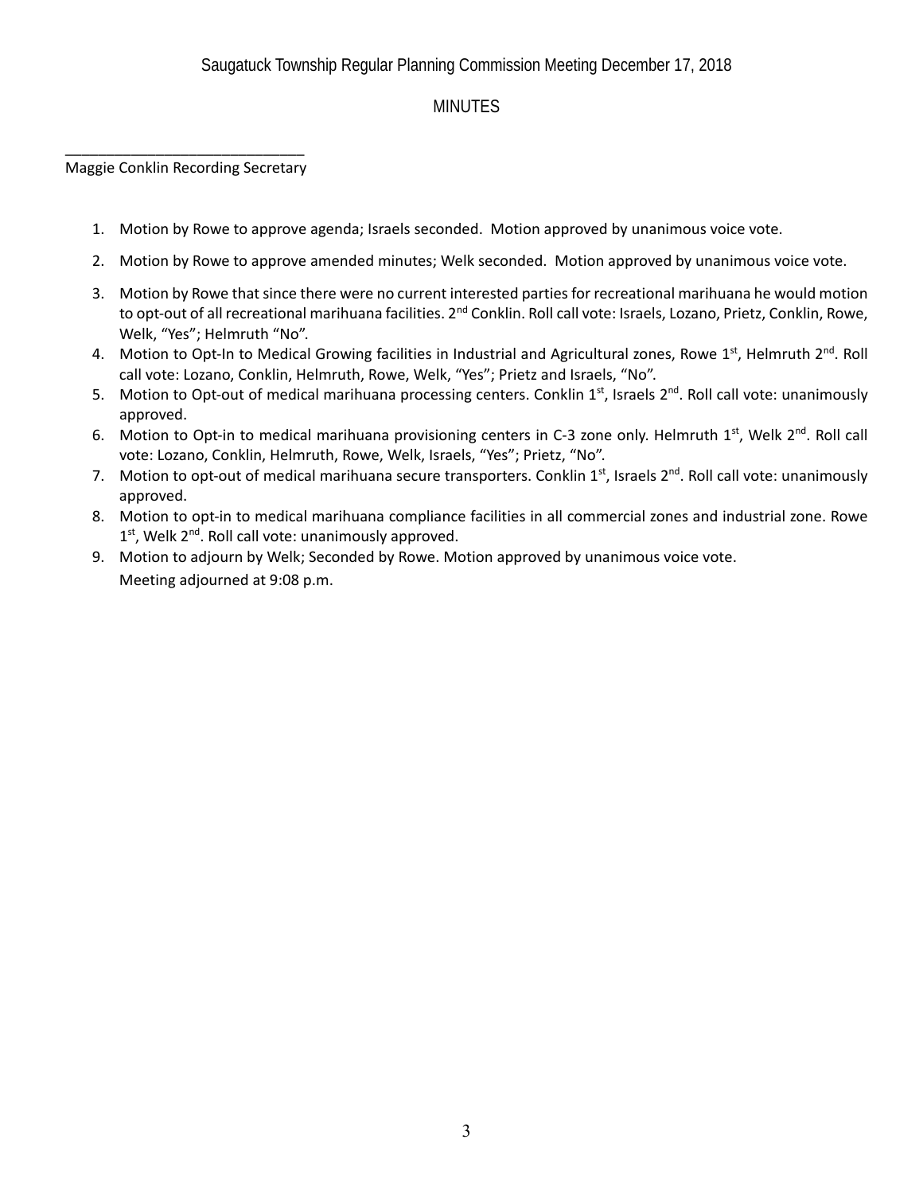Saugatuck Township Regular Planning Commission Meeting December 17, 2018

MINUTES

\_\_\_\_\_\_\_\_\_\_\_\_\_\_\_\_\_\_\_\_\_\_\_\_\_\_\_\_\_\_

Maggie Conklin Recording Secretary

1. Motion by Rowe to approve agenda; Israels seconded. Motion approved by unanimous voice vote.
2. Motion by Rowe to approve amended minutes; Welk seconded. Motion approved by unanimous voice vote.
3. Motion by Rowe that since there were no current interested parties for recreational marihuana he would motion to opt-out of all recreational marihuana facilities. 2nd Conklin. Roll call vote: Israels, Lozano, Prietz, Conklin, Rowe, Welk, "Yes"; Helmruth "No".
4. Motion to Opt-In to Medical Growing facilities in Industrial and Agricultural zones, Rowe 1st, Helmruth 2nd. Roll call vote: Lozano, Conklin, Helmruth, Rowe, Welk, "Yes"; Prietz and Israels, "No".
5. Motion to Opt-out of medical marihuana processing centers. Conklin 1st, Israels 2nd. Roll call vote: unanimously approved.
6. Motion to Opt-in to medical marihuana provisioning centers in C-3 zone only. Helmruth 1st, Welk 2nd. Roll call vote: Lozano, Conklin, Helmruth, Rowe, Welk, Israels, "Yes"; Prietz, "No".
7. Motion to opt-out of medical marihuana secure transporters. Conklin 1st, Israels 2nd. Roll call vote: unanimously approved.
8. Motion to opt-in to medical marihuana compliance facilities in all commercial zones and industrial zone. Rowe 1st, Welk 2nd. Roll call vote: unanimously approved.
9. Motion to adjourn by Welk; Seconded by Rowe. Motion approved by unanimous voice vote.
   Meeting adjourned at 9:08 p.m.